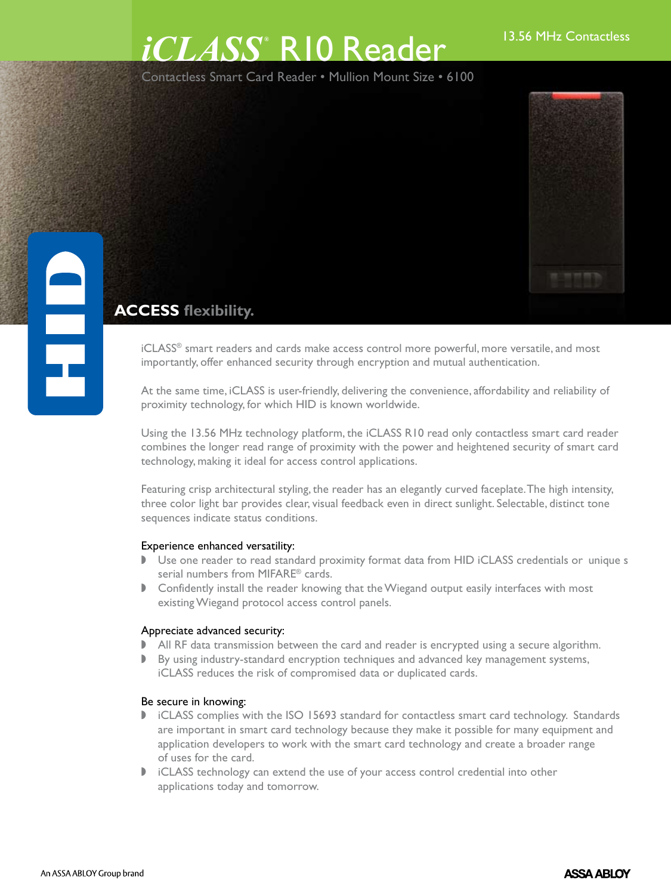# iCLASS® R10 Reader

13.56 MHz Contactless

Contactless Smart Card Reader • Mullion Mount Size • 6100

## ACCESS flexibility.

iCLASS® smart readers and cards make access control more powerful, more versatile, and most importantly, offer enhanced security through encryption and mutual authentication.

At the same time, iCLASS is user-friendly, delivering the convenience, affordability and reliability of proximity technology, for which HID is known worldwide.

Using the 13.56 MHz technology platform, the iCLASS R10 read only contactless smart card reader combines the longer read range of proximity with the power and heightened security of smart card technology, making it ideal for access control applications.

Featuring crisp architectural styling, the reader has an elegantly curved faceplate. The high intensity, three color light bar provides clear, visual feedback even in direct sunlight. Selectable, distinct tone sequences indicate status conditions.

Experience enhanced versatility:

- Use one reader to read standard proximity format data from HID iCLASS credentials or unique s serial numbers from MIFARE® cards.
- Confidently install the reader knowing that the Wiegand output easily interfaces with most existing Wiegand protocol access control panels.

Appreciate advanced security:

- All RF data transmission between the card and reader is encrypted using a secure algorithm.
- By using industry-standard encryption techniques and advanced key management systems, iCLASS reduces the risk of compromised data or duplicated cards.

Be secure in knowing:

- iCLASS complies with the ISO 15693 standard for contactless smart card technology. Standards are important in smart card technology because they make it possible for many equipment and application developers to work with the smart card technology and create a broader range of uses for the card.
- iCLASS technology can extend the use of your access control credential into other applications today and tomorrow.

An ASSA ABLOY Group brand

ASSA ABLOY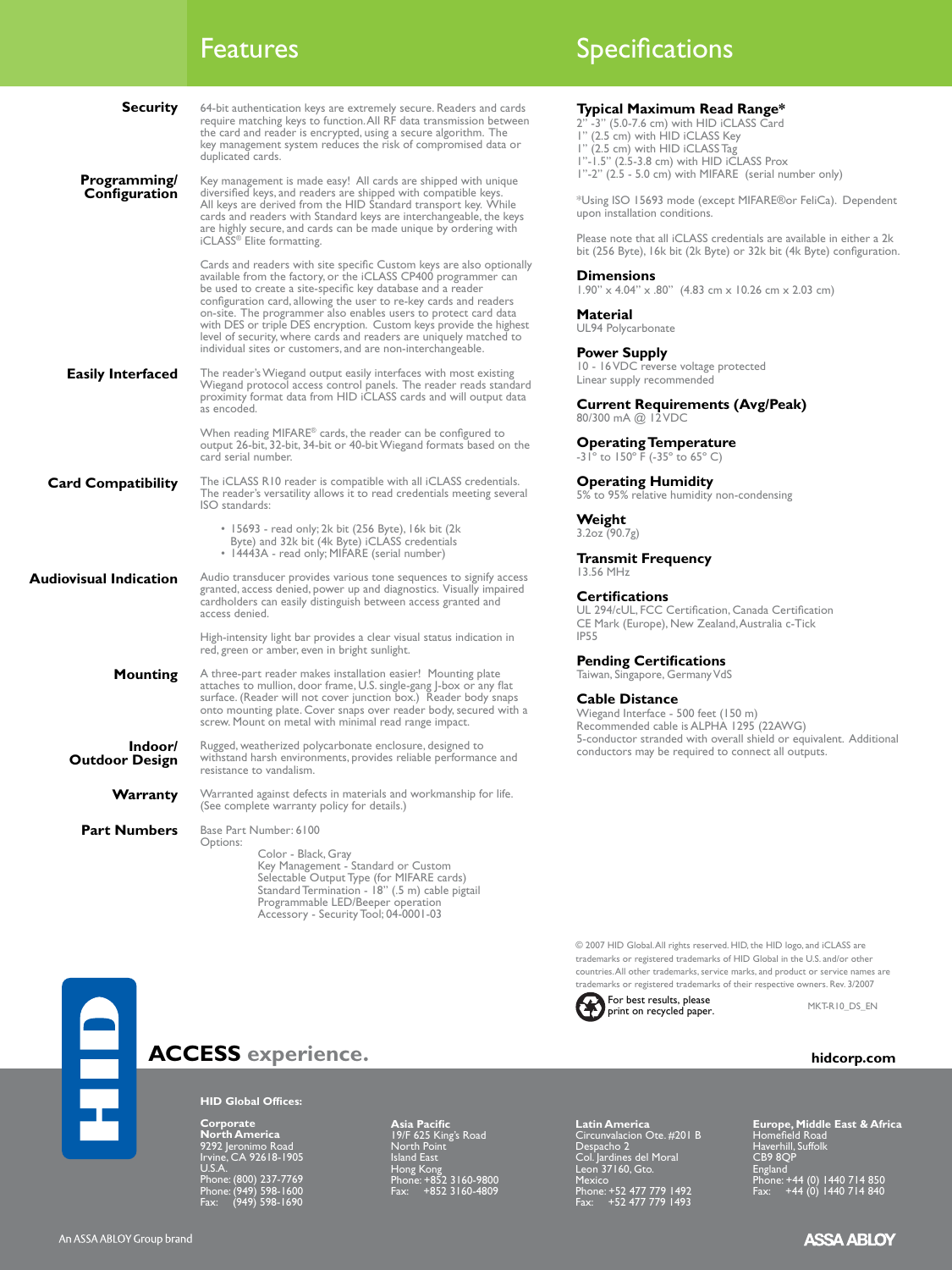# Features

**Security**

64-bit authentication keys are extremely secure. Readers and cards require matching keys to function. All RF data transmission between the card and reader is encrypted, using a secure algorithm. The key management system reduces the risk of compromised data or duplicated cards.

**Programming/ Configuration**

Key management is made easy! All cards are shipped with unique diversified keys, and readers are shipped with compatible keys. All keys are derived from the HID Standard transport key. While cards and readers with Standard keys are interchangeable, the keys are highly secure, and cards can be made unique by ordering with iCLASS® Elite formatting.

Cards and readers with site specific Custom keys are also optionally available from the factory, or the iCLASS CP400 programmer can be used to create a site-specific key database and a reader configuration card, allowing the user to re-key cards and readers on-site. The programmer also enables users to protect card data with DES or triple DES encryption. Custom keys provide the highest level of security, where cards and readers are uniquely matched to individual sites or customers, and are non-interchangeable.

**Easily Interfaced**

The reader's Wiegand output easily interfaces with most existing Wiegand protocol access control panels. The reader reads standard proximity format data from HID iCLASS cards and will output data as encoded.

When reading MIFARE® cards, the reader can be configured to output 26-bit, 32-bit, 34-bit or 40-bit Wiegand formats based on the card serial number.

**Card Compatibility**

The iCLASS R10 reader is compatible with all iCLASS credentials. The reader's versatility allows it to read credentials meeting several ISO standards:

- 15693 - read only; 2k bit (256 Byte), 16k bit (2k Byte) and 32k bit (4k Byte) iCLASS credentials
- 14443A - read only; MIFARE (serial number)

**Audiovisual Indication**

Audio transducer provides various tone sequences to signify access granted, access denied, power up and diagnostics. Visually impaired cardholders can easily distinguish between access granted and access denied.

High-intensity light bar provides a clear visual status indication in red, green or amber, even in bright sunlight.

**Mounting**

A three-part reader makes installation easier! Mounting plate attaches to mullion, door frame, U.S. single-gang J-box or any flat surface. (Reader will not cover junction box.) Reader body snaps onto mounting plate. Cover snaps over reader body, secured with a screw. Mount on metal with minimal read range impact.

**Indoor/ Outdoor Design**

Rugged, weatherized polycarbonate enclosure, designed to withstand harsh environments, provides reliable performance and resistance to vandalism.

**Warranty**

Warranted against defects in materials and workmanship for life. (See complete warranty policy for details.)

**Part Numbers**

Base Part Number: 6100
Options:

- Color - Black, Gray
- Key Management - Standard or Custom
- Selectable Output Type (for MIFARE cards)
- Standard Termination - 18" (.5 m) cable pigtail
- Programmable LED/Beeper operation
- Accessory - Security Tool; 04-0001-03

# Specifications

**Typical Maximum Read Range***

2" -3" (5.0-7.6 cm) with HID iCLASS Card
1" (2.5 cm) with HID iCLASS Key
1" (2.5 cm) with HID iCLASS Tag
1"-1.5" (2.5-3.8 cm) with HID iCLASS Prox
1"-2" (2.5 - 5.0 cm) with MIFARE (serial number only)

*Using ISO 15693 mode (except MIFARE®or FeliCa). Dependent upon installation conditions.

Please note that all iCLASS credentials are available in either a 2k bit (256 Byte), 16k bit (2k Byte) or 32k bit (4k Byte) configuration.

**Dimensions**

1.90" x 4.04" x .80" (4.83 cm x 10.26 cm x 2.03 cm)

**Material**

UL94 Polycarbonate

**Power Supply**

10 - 16VDC reverse voltage protected
Linear supply recommended

**Current Requirements (Avg/Peak)**

80/300 mA @ 12VDC

**Operating Temperature**

-31° to 150° F (-35° to 65° C)

**Operating Humidity**

5% to 95% relative humidity non-condensing

**Weight**

3.2oz (90.7g)

**Transmit Frequency**

13.56 MHz

**Certifications**

UL 294/cUL, FCC Certification, Canada Certification
CE Mark (Europe), New Zealand, Australia c-Tick
IP55

**Pending Certifications**

Taiwan, Singapore, Germany VdS

**Cable Distance**

Wiegand Interface - 500 feet (150 m)
Recommended cable is ALPHA 1295 (22AWG)
5-conductor stranded with overall shield or equivalent. Additional conductors may be required to connect all outputs.

© 2007 HID Global. All rights reserved. HID, the HID logo, and iCLASS are trademarks or registered trademarks of HID Global in the U.S. and/or other countries. All other trademarks, service marks, and product or service names are trademarks or registered trademarks of their respective owners. Rev. 3/2007

For best results, please print on recycled paper.

MKT-R10_DS_EN

**ACCESS experience.**

hidcorp.com

**HID Global Offices:**

**Corporate**
**North America**
9292 Jeronimo Road
Irvine, CA 92618-1905
U.S.A.
Phone: (800) 237-7769
Phone: (949) 598-1600
Fax: (949) 598-1690

**Asia Pacific**
19/F 625 King's Road
North Point
Island East
Hong Kong
Phone: +852 3160-9800
Fax: +852 3160-4809

**Latin America**
Circunvalacion Ote. #201 B
Despacho 2
Col. Jardines del Moral
Leon 37160, Gto.
Mexico
Phone: +52 477 779 1492
Fax: +52 477 779 1493

**Europe, Middle East & Africa**
Homefield Road
Haverhill, Suffolk
CB9 8QP
England
Phone: +44 (0) 1440 714 850
Fax: +44 (0) 1440 714 840

An ASSA ABLOY Group brand

ASSA ABLOY